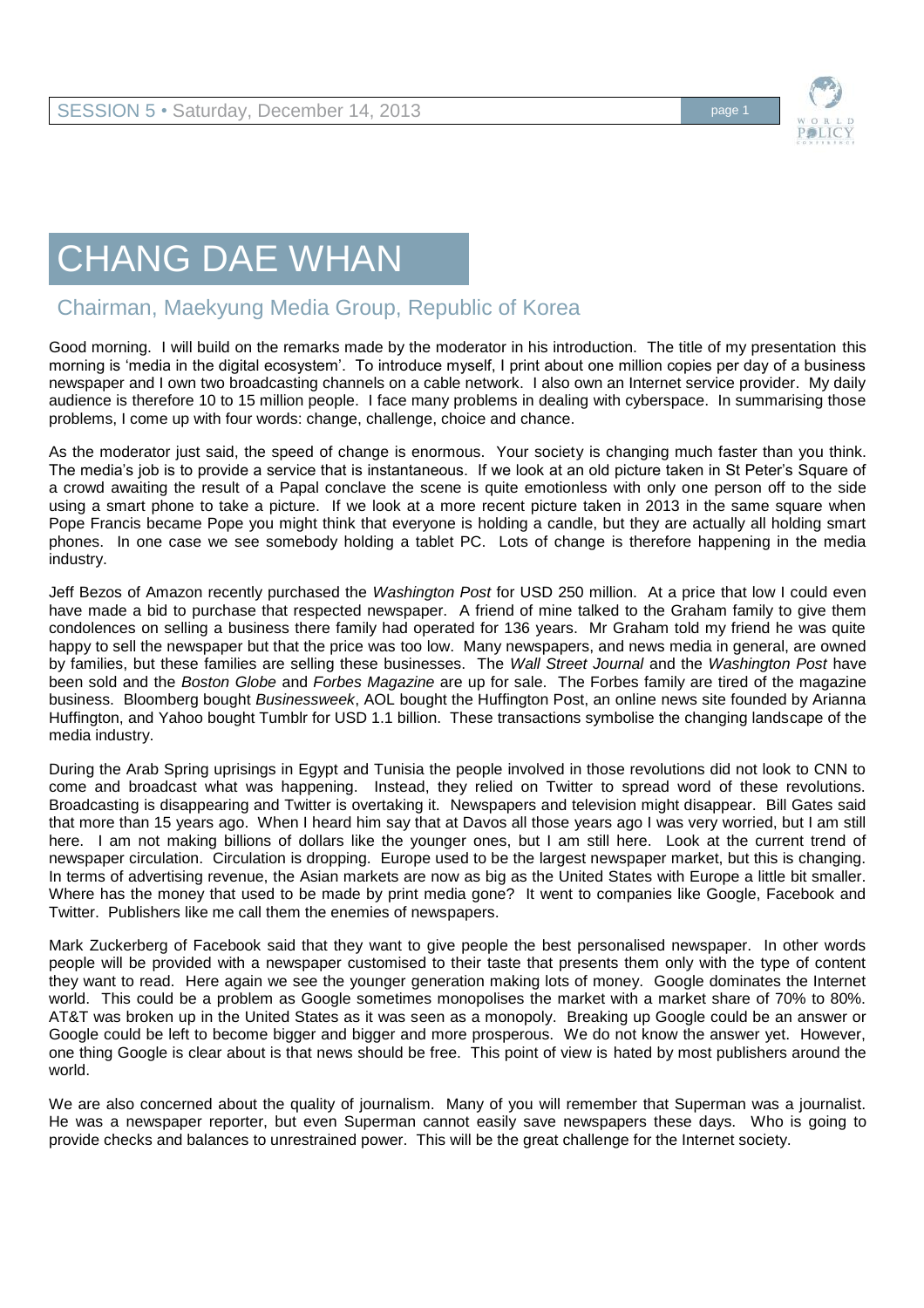# CHANG DAE WHAN

## Chairman, Maekyung Media Group, Republic of Korea

Good morning. I will build on the remarks made by the moderator in his introduction. The title of my presentation this morning is 'media in the digital ecosystem'. To introduce myself, I print about one million copies per day of a business newspaper and I own two broadcasting channels on a cable network. I also own an Internet service provider. My daily audience is therefore 10 to 15 million people. I face many problems in dealing with cyberspace. In summarising those problems, I come up with four words: change, challenge, choice and chance.

As the moderator just said, the speed of change is enormous. Your society is changing much faster than you think. The media's job is to provide a service that is instantaneous. If we look at an old picture taken in St Peter's Square of a crowd awaiting the result of a Papal conclave the scene is quite emotionless with only one person off to the side using a smart phone to take a picture. If we look at a more recent picture taken in 2013 in the same square when Pope Francis became Pope you might think that everyone is holding a candle, but they are actually all holding smart phones. In one case we see somebody holding a tablet PC. Lots of change is therefore happening in the media industry.

Jeff Bezos of Amazon recently purchased the *Washington Post* for USD 250 million. At a price that low I could even have made a bid to purchase that respected newspaper. A friend of mine talked to the Graham family to give them condolences on selling a business there family had operated for 136 years. Mr Graham told my friend he was quite happy to sell the newspaper but that the price was too low. Many newspapers, and news media in general, are owned by families, but these families are selling these businesses. The *Wall Street Journal* and the *Washington Post* have been sold and the *Boston Globe* and *Forbes Magazine* are up for sale. The Forbes family are tired of the magazine business. Bloomberg bought *Businessweek*, AOL bought the Huffington Post, an online news site founded by Arianna Huffington, and Yahoo bought Tumblr for USD 1.1 billion. These transactions symbolise the changing landscape of the media industry.

During the Arab Spring uprisings in Egypt and Tunisia the people involved in those revolutions did not look to CNN to come and broadcast what was happening. Instead, they relied on Twitter to spread word of these revolutions. Broadcasting is disappearing and Twitter is overtaking it. Newspapers and television might disappear. Bill Gates said that more than 15 years ago. When I heard him say that at Davos all those years ago I was very worried, but I am still here. I am not making billions of dollars like the younger ones, but I am still here. Look at the current trend of newspaper circulation. Circulation is dropping. Europe used to be the largest newspaper market, but this is changing. In terms of advertising revenue, the Asian markets are now as big as the United States with Europe a little bit smaller. Where has the money that used to be made by print media gone? It went to companies like Google, Facebook and Twitter. Publishers like me call them the enemies of newspapers.

Mark Zuckerberg of Facebook said that they want to give people the best personalised newspaper. In other words people will be provided with a newspaper customised to their taste that presents them only with the type of content they want to read. Here again we see the younger generation making lots of money. Google dominates the Internet world. This could be a problem as Google sometimes monopolises the market with a market share of 70% to 80%. AT&T was broken up in the United States as it was seen as a monopoly. Breaking up Google could be an answer or Google could be left to become bigger and bigger and more prosperous. We do not know the answer yet. However, one thing Google is clear about is that news should be free. This point of view is hated by most publishers around the world.

We are also concerned about the quality of journalism. Many of you will remember that Superman was a journalist. He was a newspaper reporter, but even Superman cannot easily save newspapers these days. Who is going to provide checks and balances to unrestrained power. This will be the great challenge for the Internet society.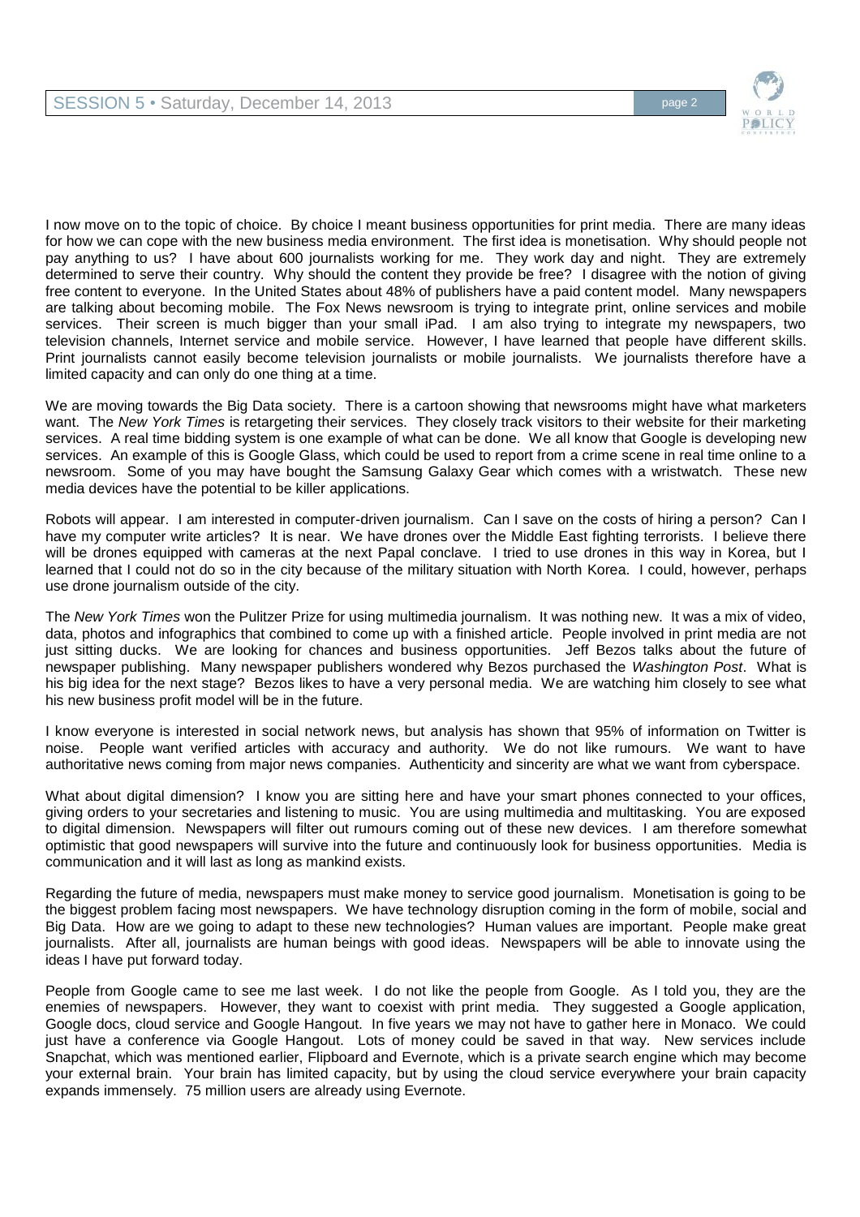I now move on to the topic of choice. By choice I meant business opportunities for print media. There are many ideas for how we can cope with the new business media environment. The first idea is monetisation. Why should people not pay anything to us? I have about 600 journalists working for me. They work day and night. They are extremely determined to serve their country. Why should the content they provide be free? I disagree with the notion of giving free content to everyone. In the United States about 48% of publishers have a paid content model. Many newspapers are talking about becoming mobile. The Fox News newsroom is trying to integrate print, online services and mobile services. Their screen is much bigger than your small iPad. I am also trying to integrate my newspapers, two television channels, Internet service and mobile service. However, I have learned that people have different skills. Print journalists cannot easily become television journalists or mobile journalists. We journalists therefore have a limited capacity and can only do one thing at a time.

We are moving towards the Big Data society. There is a cartoon showing that newsrooms might have what marketers want. The *New York Times* is retargeting their services. They closely track visitors to their website for their marketing services. A real time bidding system is one example of what can be done. We all know that Google is developing new services. An example of this is Google Glass, which could be used to report from a crime scene in real time online to a newsroom. Some of you may have bought the Samsung Galaxy Gear which comes with a wristwatch. These new media devices have the potential to be killer applications.

Robots will appear. I am interested in computer-driven journalism. Can I save on the costs of hiring a person? Can I have my computer write articles? It is near. We have drones over the Middle East fighting terrorists. I believe there will be drones equipped with cameras at the next Papal conclave. I tried to use drones in this way in Korea, but I learned that I could not do so in the city because of the military situation with North Korea. I could, however, perhaps use drone journalism outside of the city.

The *New York Times* won the Pulitzer Prize for using multimedia journalism. It was nothing new. It was a mix of video, data, photos and infographics that combined to come up with a finished article. People involved in print media are not just sitting ducks. We are looking for chances and business opportunities. Jeff Bezos talks about the future of newspaper publishing. Many newspaper publishers wondered why Bezos purchased the *Washington Post*. What is his big idea for the next stage? Bezos likes to have a very personal media. We are watching him closely to see what his new business profit model will be in the future.

I know everyone is interested in social network news, but analysis has shown that 95% of information on Twitter is noise. People want verified articles with accuracy and authority. We do not like rumours. We want to have authoritative news coming from major news companies. Authenticity and sincerity are what we want from cyberspace.

What about digital dimension? I know you are sitting here and have your smart phones connected to your offices, giving orders to your secretaries and listening to music. You are using multimedia and multitasking. You are exposed to digital dimension. Newspapers will filter out rumours coming out of these new devices. I am therefore somewhat optimistic that good newspapers will survive into the future and continuously look for business opportunities. Media is communication and it will last as long as mankind exists.

Regarding the future of media, newspapers must make money to service good journalism. Monetisation is going to be the biggest problem facing most newspapers. We have technology disruption coming in the form of mobile, social and Big Data. How are we going to adapt to these new technologies? Human values are important. People make great journalists. After all, journalists are human beings with good ideas. Newspapers will be able to innovate using the ideas I have put forward today.

People from Google came to see me last week. I do not like the people from Google. As I told you, they are the enemies of newspapers. However, they want to coexist with print media. They suggested a Google application, Google docs, cloud service and Google Hangout. In five years we may not have to gather here in Monaco. We could just have a conference via Google Hangout. Lots of money could be saved in that way. New services include Snapchat, which was mentioned earlier, Flipboard and Evernote, which is a private search engine which may become your external brain. Your brain has limited capacity, but by using the cloud service everywhere your brain capacity expands immensely. 75 million users are already using Evernote.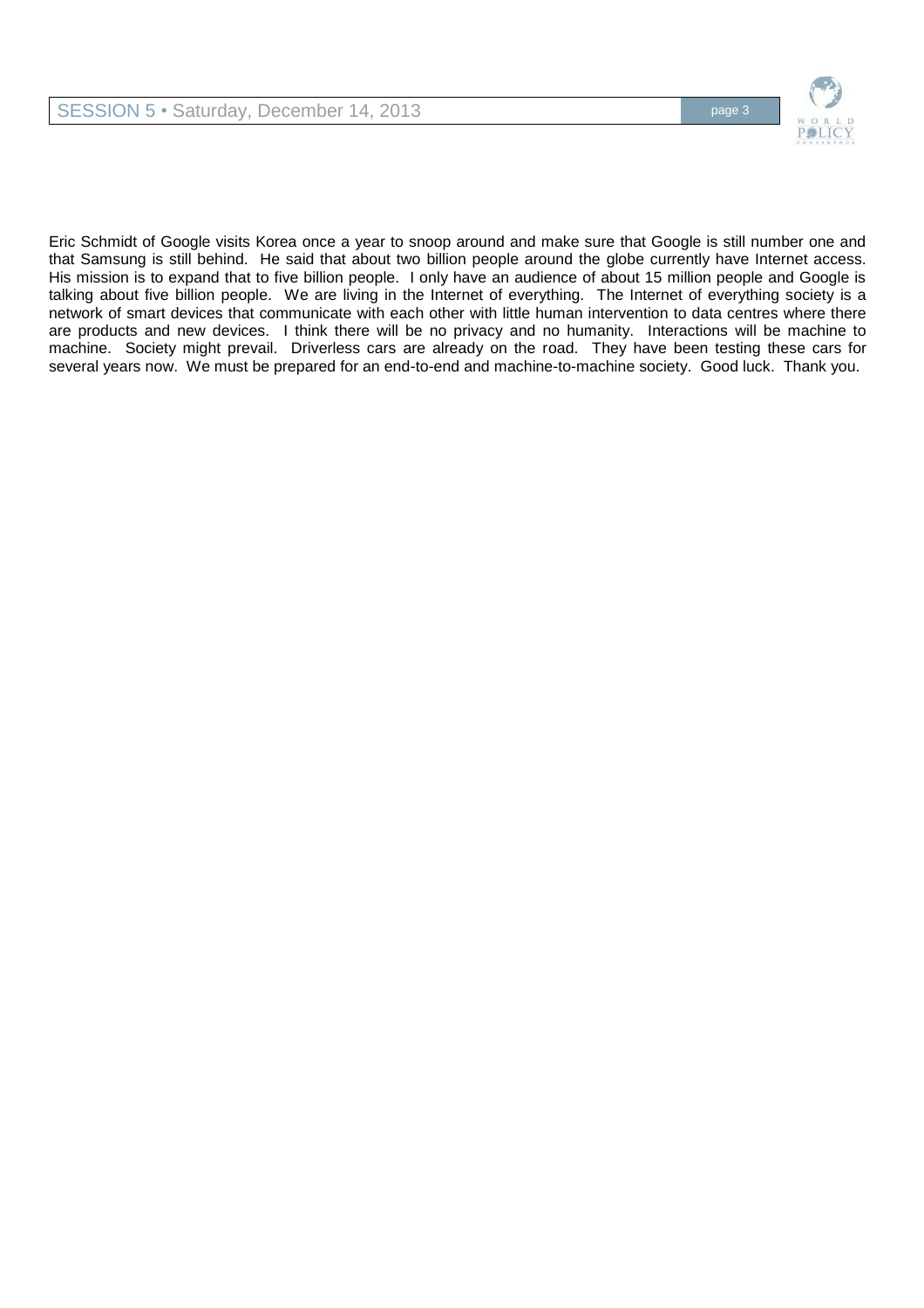Eric Schmidt of Google visits Korea once a year to snoop around and make sure that Google is still number one and that Samsung is still behind. He said that about two billion people around the globe currently have Internet access. His mission is to expand that to five billion people. I only have an audience of about 15 million people and Google is talking about five billion people. We are living in the Internet of everything. The Internet of everything society is a network of smart devices that communicate with each other with little human intervention to data centres where there are products and new devices. I think there will be no privacy and no humanity. Interactions will be machine to machine. Society might prevail. Driverless cars are already on the road. They have been testing these cars for several years now. We must be prepared for an end-to-end and machine-to-machine society. Good luck. Thank you.